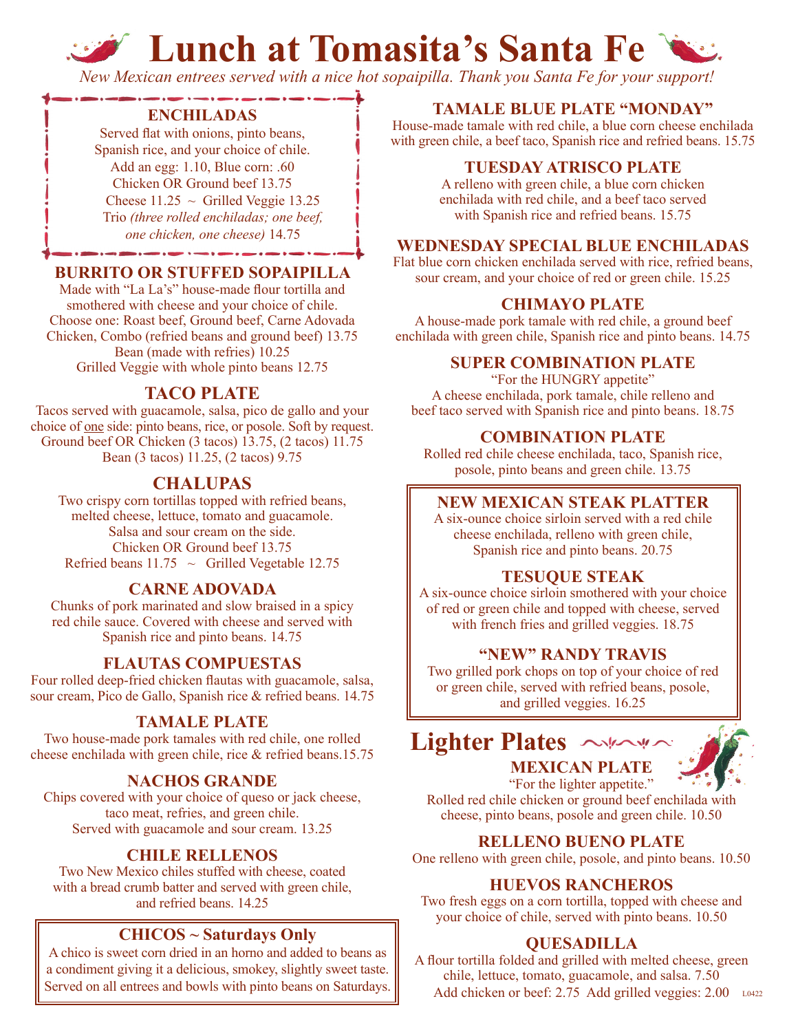# Lunch at Tomasita's Santa Fe

*New Mexican entrees served with a nice hot sopaipilla. Thank you Santa Fe for your support!*

## ENCHILADAS

Served flat with onions, pinto beans, Spanish rice, and your choice of chile.
Add an egg: 1.10, Blue corn: .60
Chicken OR Ground beef 13.75
Cheese 11.25 ~ Grilled Veggie 13.25
Trio *(three rolled enchiladas; one beef, one chicken, one cheese)* 14.75

## BURRITO OR STUFFED SOPAIPILLA

Made with "La La's" house-made flour tortilla and smothered with cheese and your choice of chile.
Choose one: Roast beef, Ground beef, Carne Adovada Chicken, Combo (refried beans and ground beef) 13.75
Bean (made with refries) 10.25
Grilled Veggie with whole pinto beans 12.75

## TACO PLATE

Tacos served with guacamole, salsa, pico de gallo and your choice of one side: pinto beans, rice, or posole. Soft by request.
Ground beef OR Chicken (3 tacos) 13.75, (2 tacos) 11.75
Bean (3 tacos) 11.25, (2 tacos) 9.75

## CHALUPAS

Two crispy corn tortillas topped with refried beans, melted cheese, lettuce, tomato and guacamole.
Salsa and sour cream on the side.
Chicken OR Ground beef 13.75
Refried beans 11.75 ~ Grilled Vegetable 12.75

## CARNE ADOVADA

Chunks of pork marinated and slow braised in a spicy red chile sauce. Covered with cheese and served with Spanish rice and pinto beans. 14.75

## FLAUTAS COMPUESTAS

Four rolled deep-fried chicken flautas with guacamole, salsa, sour cream, Pico de Gallo, Spanish rice & refried beans. 14.75

## TAMALE PLATE

Two house-made pork tamales with red chile, one rolled cheese enchilada with green chile, rice & refried beans.15.75

## NACHOS GRANDE

Chips covered with your choice of queso or jack cheese, taco meat, refries, and green chile.
Served with guacamole and sour cream. 13.25

## CHILE RELLENOS

Two New Mexico chiles stuffed with cheese, coated with a bread crumb batter and served with green chile, and refried beans. 14.25

## CHICOS ~ Saturdays Only

A chico is sweet corn dried in an horno and added to beans as a condiment giving it a delicious, smokey, slightly sweet taste. Served on all entrees and bowls with pinto beans on Saturdays.

## TAMALE BLUE PLATE "MONDAY"

House-made tamale with red chile, a blue corn cheese enchilada with green chile, a beef taco, Spanish rice and refried beans. 15.75

## TUESDAY ATRISCO PLATE

A relleno with green chile, a blue corn chicken enchilada with red chile, and a beef taco served with Spanish rice and refried beans. 15.75

## WEDNESDAY SPECIAL BLUE ENCHILADAS

Flat blue corn chicken enchilada served with rice, refried beans, sour cream, and your choice of red or green chile. 15.25

## CHIMAYO PLATE

A house-made pork tamale with red chile, a ground beef enchilada with green chile, Spanish rice and pinto beans. 14.75

## SUPER COMBINATION PLATE

"For the HUNGRY appetite"
A cheese enchilada, pork tamale, chile relleno and beef taco served with Spanish rice and pinto beans. 18.75

## COMBINATION PLATE

Rolled red chile cheese enchilada, taco, Spanish rice, posole, pinto beans and green chile. 13.75

## NEW MEXICAN STEAK PLATTER

A six-ounce choice sirloin served with a red chile cheese enchilada, relleno with green chile, Spanish rice and pinto beans. 20.75

## TESUQUE STEAK

A six-ounce choice sirloin smothered with your choice of red or green chile and topped with cheese, served with french fries and grilled veggies. 18.75

## "NEW" RANDY TRAVIS

Two grilled pork chops on top of your choice of red or green chile, served with refried beans, posole, and grilled veggies. 16.25

# Lighter Plates

## MEXICAN PLATE

"For the lighter appetite."
Rolled red chile chicken or ground beef enchilada with cheese, pinto beans, posole and green chile. 10.50

## RELLENO BUENO PLATE

One relleno with green chile, posole, and pinto beans. 10.50

## HUEVOS RANCHEROS

Two fresh eggs on a corn tortilla, topped with cheese and your choice of chile, served with pinto beans. 10.50

## QUESADILLA

A flour tortilla folded and grilled with melted cheese, green chile, lettuce, tomato, guacamole, and salsa. 7.50
Add chicken or beef: 2.75 Add grilled veggies: 2.00

L0422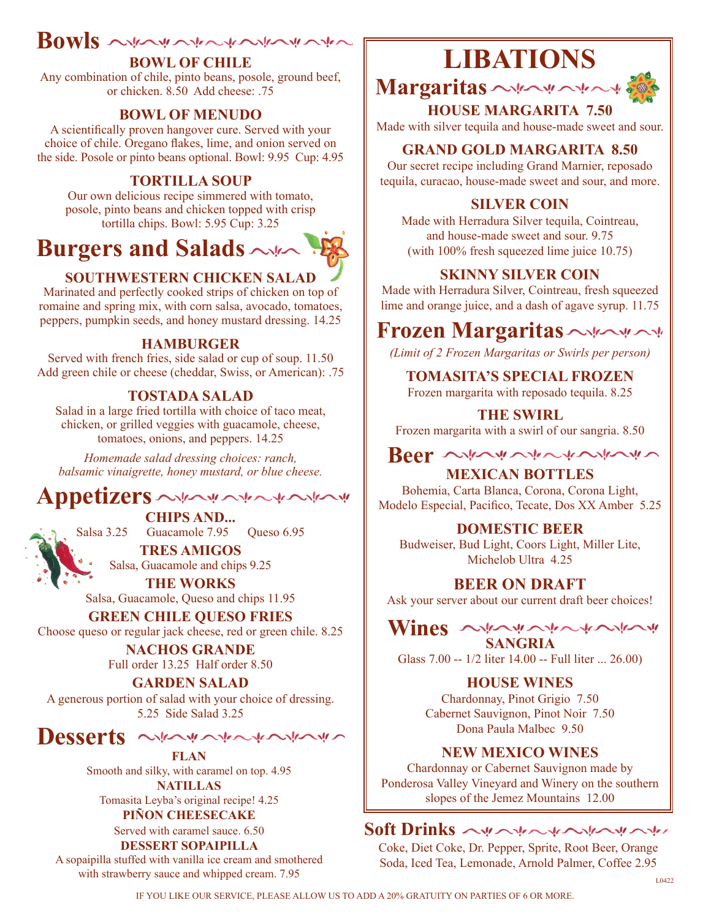# Bowls

### BOWL OF CHILE

Any combination of chile, pinto beans, posole, ground beef, or chicken. 8.50 Add cheese: .75

### BOWL OF MENUDO

A scientifically proven hangover cure. Served with your choice of chile. Oregano flakes, lime, and onion served on the side. Posole or pinto beans optional. Bowl: 9.95 Cup: 4.95

### TORTILLA SOUP

Our own delicious recipe simmered with tomato, posole, pinto beans and chicken topped with crisp tortilla chips. Bowl: 5.95 Cup: 3.25

# Burgers and Salads

### SOUTHWESTERN CHICKEN SALAD

Marinated and perfectly cooked strips of chicken on top of romaine and spring mix, with corn salsa, avocado, tomatoes, peppers, pumpkin seeds, and honey mustard dressing. 14.25

### HAMBURGER

Served with french fries, side salad or cup of soup. 11.50
Add green chile or cheese (cheddar, Swiss, or American): .75

### TOSTADA SALAD

Salad in a large fried tortilla with choice of taco meat, chicken, or grilled veggies with guacamole, cheese, tomatoes, onions, and peppers. 14.25

*Homemade salad dressing choices: ranch, balsamic vinaigrette, honey mustard, or blue cheese.*

# Appetizers

### CHIPS AND...

Salsa 3.25 Guacamole 7.95 Queso 6.95

### TRES AMIGOS

Salsa, Guacamole and chips 9.25

### THE WORKS

Salsa, Guacamole, Queso and chips 11.95

### GREEN CHILE QUESO FRIES

Choose queso or regular jack cheese, red or green chile. 8.25

### NACHOS GRANDE

Full order 13.25 Half order 8.50

### GARDEN SALAD

A generous portion of salad with your choice of dressing. 5.25 Side Salad 3.25

# Desserts

### FLAN

Smooth and silky, with caramel on top. 4.95

### NATILLAS

Tomasita Leyba's original recipe! 4.25

### PIÑON CHEESECAKE

Served with caramel sauce. 6.50

### DESSERT SOPAIPILLA

A sopaipilla stuffed with vanilla ice cream and smothered with strawberry sauce and whipped cream. 7.95

# LIBATIONS

## Margaritas

### HOUSE MARGARITA 7.50

Made with silver tequila and house-made sweet and sour.

### GRAND GOLD MARGARITA 8.50

Our secret recipe including Grand Marnier, reposado tequila, curacao, house-made sweet and sour, and more.

### SILVER COIN

Made with Herradura Silver tequila, Cointreau, and house-made sweet and sour. 9.75
(with 100% fresh squeezed lime juice 10.75)

### SKINNY SILVER COIN

Made with Herradura Silver, Cointreau, fresh squeezed lime and orange juice, and a dash of agave syrup. 11.75

## Frozen Margaritas

*(Limit of 2 Frozen Margaritas or Swirls per person)*

### TOMASITA'S SPECIAL FROZEN

Frozen margarita with reposado tequila. 8.25

### THE SWIRL

Frozen margarita with a swirl of our sangria. 8.50

## Beer

### MEXICAN BOTTLES

Bohemia, Carta Blanca, Corona, Corona Light, Modelo Especial, Pacifico, Tecate, Dos XX Amber 5.25

### DOMESTIC BEER

Budweiser, Bud Light, Coors Light, Miller Lite, Michelob Ultra 4.25

### BEER ON DRAFT

Ask your server about our current draft beer choices!

## Wines

### SANGRIA

Glass 7.00 -- 1/2 liter 14.00 -- Full liter ... 26.00)

### HOUSE WINES

Chardonnay, Pinot Grigio 7.50
Cabernet Sauvignon, Pinot Noir 7.50
Dona Paula Malbec 9.50

### NEW MEXICO WINES

Chardonnay or Cabernet Sauvignon made by Ponderosa Valley Vineyard and Winery on the southern slopes of the Jemez Mountains 12.00

## Soft Drinks

Coke, Diet Coke, Dr. Pepper, Sprite, Root Beer, Orange Soda, Iced Tea, Lemonade, Arnold Palmer, Coffee 2.95

L0422

IF YOU LIKE OUR SERVICE, PLEASE ALLOW US TO ADD A 20% GRATUITY ON PARTIES OF 6 OR MORE.